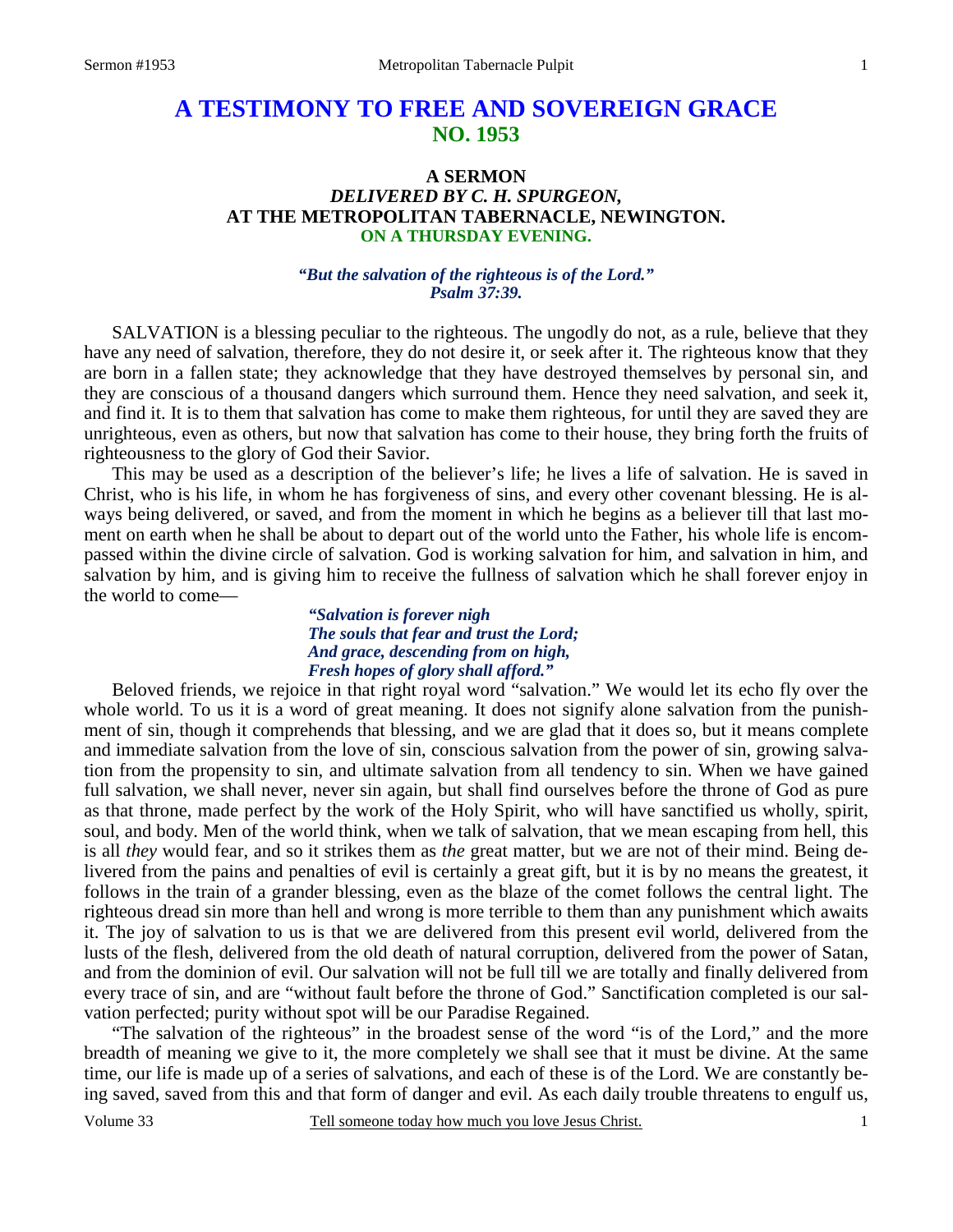# A TESTIMONY TO FREE AND SOVEREIGN GRACE
## NO. 1953

### A SERMON
### *DELIVERED BY C. H. SPURGEON,*
### AT THE METROPOLITAN TABERNACLE, NEWINGTON.
### ON A THURSDAY EVENING.

*"But the salvation of the righteous is of the Lord."*
*Psalm 37:39.*

SALVATION is a blessing peculiar to the righteous. The ungodly do not, as a rule, believe that they have any need of salvation, therefore, they do not desire it, or seek after it. The righteous know that they are born in a fallen state; they acknowledge that they have destroyed themselves by personal sin, and they are conscious of a thousand dangers which surround them. Hence they need salvation, and seek it, and find it. It is to them that salvation has come to make them righteous, for until they are saved they are unrighteous, even as others, but now that salvation has come to their house, they bring forth the fruits of righteousness to the glory of God their Savior.

This may be used as a description of the believer's life; he lives a life of salvation. He is saved in Christ, who is his life, in whom he has forgiveness of sins, and every other covenant blessing. He is always being delivered, or saved, and from the moment in which he begins as a believer till that last moment on earth when he shall be about to depart out of the world unto the Father, his whole life is encompassed within the divine circle of salvation. God is working salvation for him, and salvation in him, and salvation by him, and is giving him to receive the fullness of salvation which he shall forever enjoy in the world to come—

> *"Salvation is forever nigh*
> *The souls that fear and trust the Lord;*
> *And grace, descending from on high,*
> *Fresh hopes of glory shall afford."*

Beloved friends, we rejoice in that right royal word "salvation." We would let its echo fly over the whole world. To us it is a word of great meaning. It does not signify alone salvation from the punishment of sin, though it comprehends that blessing, and we are glad that it does so, but it means complete and immediate salvation from the love of sin, conscious salvation from the power of sin, growing salvation from the propensity to sin, and ultimate salvation from all tendency to sin. When we have gained full salvation, we shall never, never sin again, but shall find ourselves before the throne of God as pure as that throne, made perfect by the work of the Holy Spirit, who will have sanctified us wholly, spirit, soul, and body. Men of the world think, when we talk of salvation, that we mean escaping from hell, this is all *they* would fear, and so it strikes them as *the* great matter, but we are not of their mind. Being delivered from the pains and penalties of evil is certainly a great gift, but it is by no means the greatest, it follows in the train of a grander blessing, even as the blaze of the comet follows the central light. The righteous dread sin more than hell and wrong is more terrible to them than any punishment which awaits it. The joy of salvation to us is that we are delivered from this present evil world, delivered from the lusts of the flesh, delivered from the old death of natural corruption, delivered from the power of Satan, and from the dominion of evil. Our salvation will not be full till we are totally and finally delivered from every trace of sin, and are "without fault before the throne of God." Sanctification completed is our salvation perfected; purity without spot will be our Paradise Regained.

"The salvation of the righteous" in the broadest sense of the word "is of the Lord," and the more breadth of meaning we give to it, the more completely we shall see that it must be divine. At the same time, our life is made up of a series of salvations, and each of these is of the Lord. We are constantly being saved, saved from this and that form of danger and evil. As each daily trouble threatens to engulf us,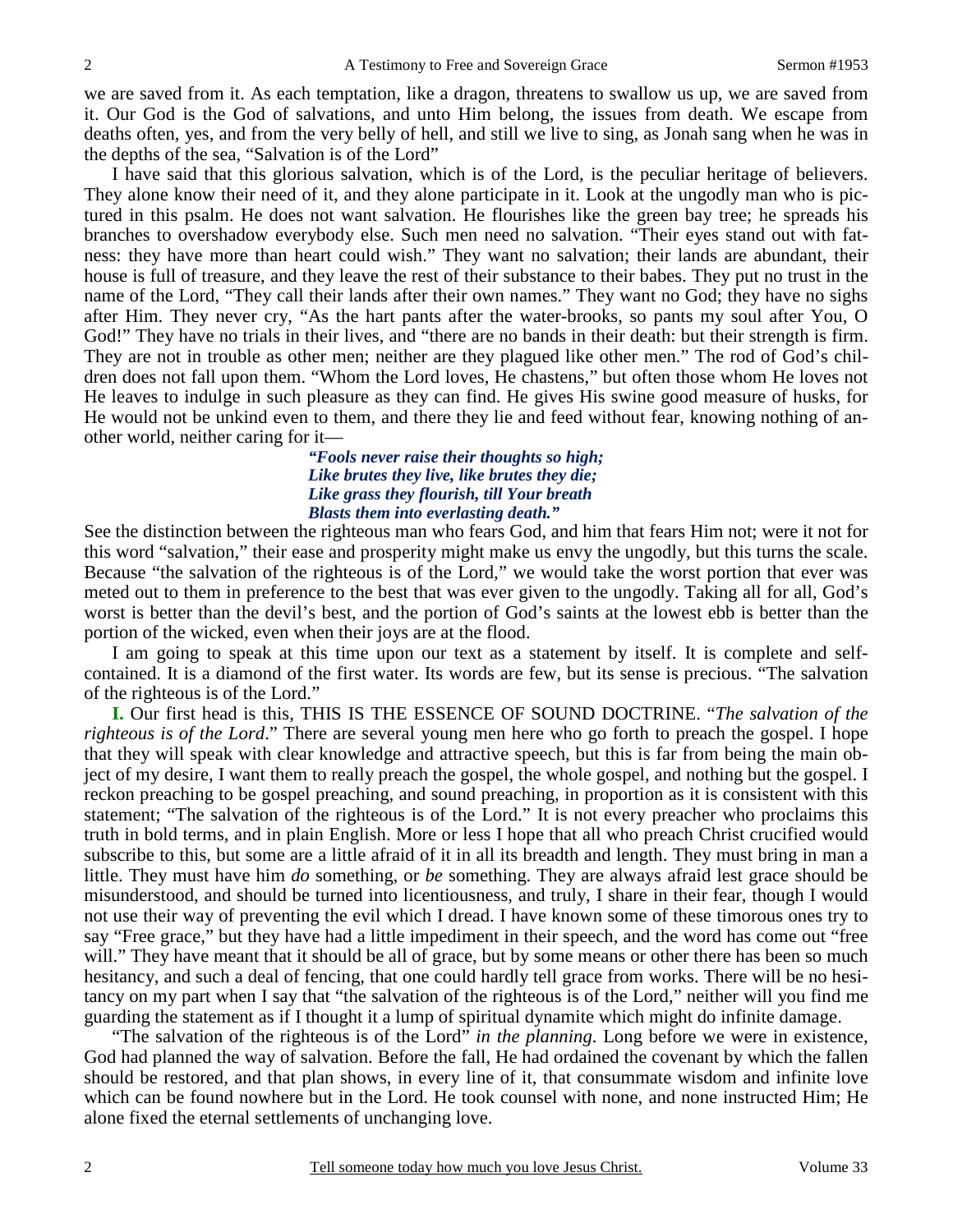we are saved from it. As each temptation, like a dragon, threatens to swallow us up, we are saved from it. Our God is the God of salvations, and unto Him belong, the issues from death. We escape from deaths often, yes, and from the very belly of hell, and still we live to sing, as Jonah sang when he was in the depths of the sea, "Salvation is of the Lord"

I have said that this glorious salvation, which is of the Lord, is the peculiar heritage of believers. They alone know their need of it, and they alone participate in it. Look at the ungodly man who is pictured in this psalm. He does not want salvation. He flourishes like the green bay tree; he spreads his branches to overshadow everybody else. Such men need no salvation. "Their eyes stand out with fatness: they have more than heart could wish." They want no salvation; their lands are abundant, their house is full of treasure, and they leave the rest of their substance to their babes. They put no trust in the name of the Lord, "They call their lands after their own names." They want no God; they have no sighs after Him. They never cry, "As the hart pants after the water-brooks, so pants my soul after You, O God!" They have no trials in their lives, and "there are no bands in their death: but their strength is firm. They are not in trouble as other men; neither are they plagued like other men." The rod of God's children does not fall upon them. "Whom the Lord loves, He chastens," but often those whom He loves not He leaves to indulge in such pleasure as they can find. He gives His swine good measure of husks, for He would not be unkind even to them, and there they lie and feed without fear, knowing nothing of another world, neither caring for it—

> ***"Fools never raise their thoughts so high;***
> ***Like brutes they live, like brutes they die;***
> ***Like grass they flourish, till Your breath***
> ***Blasts them into everlasting death."***

See the distinction between the righteous man who fears God, and him that fears Him not; were it not for this word "salvation," their ease and prosperity might make us envy the ungodly, but this turns the scale. Because "the salvation of the righteous is of the Lord," we would take the worst portion that ever was meted out to them in preference to the best that was ever given to the ungodly. Taking all for all, God's worst is better than the devil's best, and the portion of God's saints at the lowest ebb is better than the portion of the wicked, even when their joys are at the flood.

I am going to speak at this time upon our text as a statement by itself. It is complete and self-contained. It is a diamond of the first water. Its words are few, but its sense is precious. "The salvation of the righteous is of the Lord."

**I.** Our first head is this, THIS IS THE ESSENCE OF SOUND DOCTRINE. "*The salvation of the righteous is of the Lord*." There are several young men here who go forth to preach the gospel. I hope that they will speak with clear knowledge and attractive speech, but this is far from being the main object of my desire, I want them to really preach the gospel, the whole gospel, and nothing but the gospel. I reckon preaching to be gospel preaching, and sound preaching, in proportion as it is consistent with this statement; "The salvation of the righteous is of the Lord." It is not every preacher who proclaims this truth in bold terms, and in plain English. More or less I hope that all who preach Christ crucified would subscribe to this, but some are a little afraid of it in all its breadth and length. They must bring in man a little. They must have him *do* something, or *be* something. They are always afraid lest grace should be misunderstood, and should be turned into licentiousness, and truly, I share in their fear, though I would not use their way of preventing the evil which I dread. I have known some of these timorous ones try to say "Free grace," but they have had a little impediment in their speech, and the word has come out "free will." They have meant that it should be all of grace, but by some means or other there has been so much hesitancy, and such a deal of fencing, that one could hardly tell grace from works. There will be no hesitancy on my part when I say that "the salvation of the righteous is of the Lord," neither will you find me guarding the statement as if I thought it a lump of spiritual dynamite which might do infinite damage.

"The salvation of the righteous is of the Lord" *in the planning*. Long before we were in existence, God had planned the way of salvation. Before the fall, He had ordained the covenant by which the fallen should be restored, and that plan shows, in every line of it, that consummate wisdom and infinite love which can be found nowhere but in the Lord. He took counsel with none, and none instructed Him; He alone fixed the eternal settlements of unchanging love.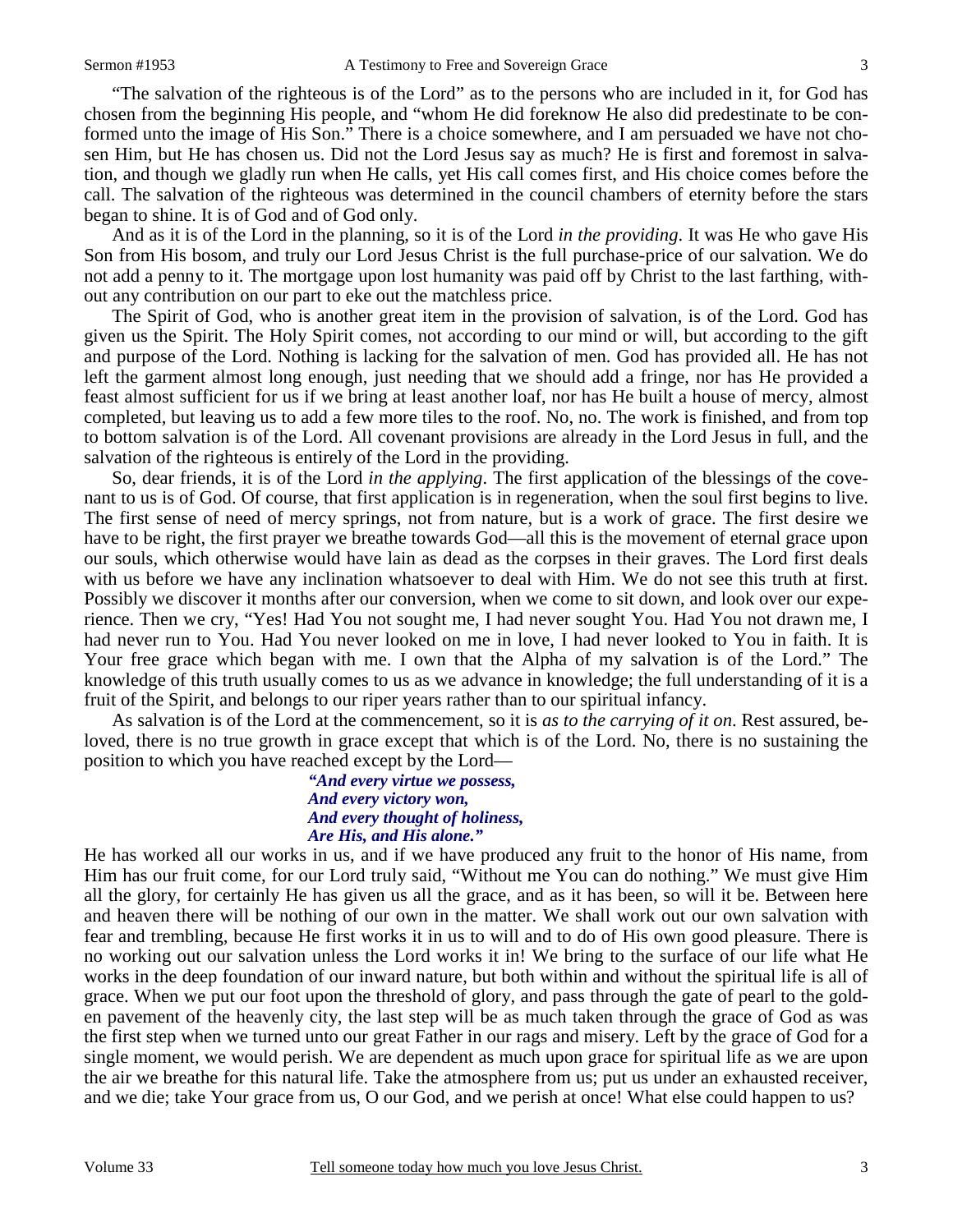"The salvation of the righteous is of the Lord" as to the persons who are included in it, for God has chosen from the beginning His people, and "whom He did foreknow He also did predestinate to be conformed unto the image of His Son." There is a choice somewhere, and I am persuaded we have not chosen Him, but He has chosen us. Did not the Lord Jesus say as much? He is first and foremost in salvation, and though we gladly run when He calls, yet His call comes first, and His choice comes before the call. The salvation of the righteous was determined in the council chambers of eternity before the stars began to shine. It is of God and of God only.

And as it is of the Lord in the planning, so it is of the Lord *in the providing*. It was He who gave His Son from His bosom, and truly our Lord Jesus Christ is the full purchase-price of our salvation. We do not add a penny to it. The mortgage upon lost humanity was paid off by Christ to the last farthing, without any contribution on our part to eke out the matchless price.

The Spirit of God, who is another great item in the provision of salvation, is of the Lord. God has given us the Spirit. The Holy Spirit comes, not according to our mind or will, but according to the gift and purpose of the Lord. Nothing is lacking for the salvation of men. God has provided all. He has not left the garment almost long enough, just needing that we should add a fringe, nor has He provided a feast almost sufficient for us if we bring at least another loaf, nor has He built a house of mercy, almost completed, but leaving us to add a few more tiles to the roof. No, no. The work is finished, and from top to bottom salvation is of the Lord. All covenant provisions are already in the Lord Jesus in full, and the salvation of the righteous is entirely of the Lord in the providing.

So, dear friends, it is of the Lord *in the applying*. The first application of the blessings of the covenant to us is of God. Of course, that first application is in regeneration, when the soul first begins to live. The first sense of need of mercy springs, not from nature, but is a work of grace. The first desire we have to be right, the first prayer we breathe towards God—all this is the movement of eternal grace upon our souls, which otherwise would have lain as dead as the corpses in their graves. The Lord first deals with us before we have any inclination whatsoever to deal with Him. We do not see this truth at first. Possibly we discover it months after our conversion, when we come to sit down, and look over our experience. Then we cry, "Yes! Had You not sought me, I had never sought You. Had You not drawn me, I had never run to You. Had You never looked on me in love, I had never looked to You in faith. It is Your free grace which began with me. I own that the Alpha of my salvation is of the Lord." The knowledge of this truth usually comes to us as we advance in knowledge; the full understanding of it is a fruit of the Spirit, and belongs to our riper years rather than to our spiritual infancy.

As salvation is of the Lord at the commencement, so it is *as to the carrying of it on*. Rest assured, beloved, there is no true growth in grace except that which is of the Lord. No, there is no sustaining the position to which you have reached except by the Lord—

> *"And every virtue we possess,*
> *And every victory won,*
> *And every thought of holiness,*
> *Are His, and His alone."*

He has worked all our works in us, and if we have produced any fruit to the honor of His name, from Him has our fruit come, for our Lord truly said, "Without me You can do nothing." We must give Him all the glory, for certainly He has given us all the grace, and as it has been, so will it be. Between here and heaven there will be nothing of our own in the matter. We shall work out our own salvation with fear and trembling, because He first works it in us to will and to do of His own good pleasure. There is no working out our salvation unless the Lord works it in! We bring to the surface of our life what He works in the deep foundation of our inward nature, but both within and without the spiritual life is all of grace. When we put our foot upon the threshold of glory, and pass through the gate of pearl to the golden pavement of the heavenly city, the last step will be as much taken through the grace of God as was the first step when we turned unto our great Father in our rags and misery. Left by the grace of God for a single moment, we would perish. We are dependent as much upon grace for spiritual life as we are upon the air we breathe for this natural life. Take the atmosphere from us; put us under an exhausted receiver, and we die; take Your grace from us, O our God, and we perish at once! What else could happen to us?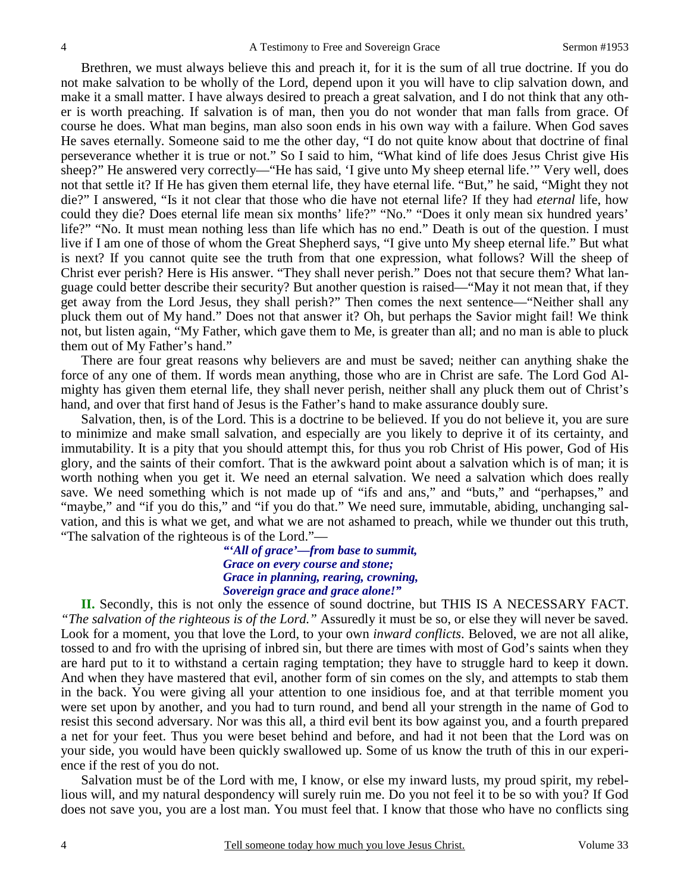Brethren, we must always believe this and preach it, for it is the sum of all true doctrine. If you do not make salvation to be wholly of the Lord, depend upon it you will have to clip salvation down, and make it a small matter. I have always desired to preach a great salvation, and I do not think that any other is worth preaching. If salvation is of man, then you do not wonder that man falls from grace. Of course he does. What man begins, man also soon ends in his own way with a failure. When God saves He saves eternally. Someone said to me the other day, "I do not quite know about that doctrine of final perseverance whether it is true or not." So I said to him, "What kind of life does Jesus Christ give His sheep?" He answered very correctly—"He has said, 'I give unto My sheep eternal life.'" Very well, does not that settle it? If He has given them eternal life, they have eternal life. "But," he said, "Might they not die?" I answered, "Is it not clear that those who die have not eternal life? If they had *eternal* life, how could they die? Does eternal life mean six months' life?" "No." "Does it only mean six hundred years' life?" "No. It must mean nothing less than life which has no end." Death is out of the question. I must live if I am one of those of whom the Great Shepherd says, "I give unto My sheep eternal life." But what is next? If you cannot quite see the truth from that one expression, what follows? Will the sheep of Christ ever perish? Here is His answer. "They shall never perish." Does not that secure them? What language could better describe their security? But another question is raised—"May it not mean that, if they get away from the Lord Jesus, they shall perish?" Then comes the next sentence—"Neither shall any pluck them out of My hand." Does not that answer it? Oh, but perhaps the Savior might fail! We think not, but listen again, "My Father, which gave them to Me, is greater than all; and no man is able to pluck them out of My Father's hand."

There are four great reasons why believers are and must be saved; neither can anything shake the force of any one of them. If words mean anything, those who are in Christ are safe. The Lord God Almighty has given them eternal life, they shall never perish, neither shall any pluck them out of Christ's hand, and over that first hand of Jesus is the Father's hand to make assurance doubly sure.

Salvation, then, is of the Lord. This is a doctrine to be believed. If you do not believe it, you are sure to minimize and make small salvation, and especially are you likely to deprive it of its certainty, and immutability. It is a pity that you should attempt this, for thus you rob Christ of His power, God of His glory, and the saints of their comfort. That is the awkward point about a salvation which is of man; it is worth nothing when you get it. We need an eternal salvation. We need a salvation which does really save. We need something which is not made up of "ifs and ans," and "buts," and "perhapses," and "maybe," and "if you do this," and "if you do that." We need sure, immutable, abiding, unchanging salvation, and this is what we get, and what we are not ashamed to preach, while we thunder out this truth, "The salvation of the righteous is of the Lord."—

> ***"'All of grace'—from base to summit,***
> ***Grace on every course and stone;***
> ***Grace in planning, rearing, crowning,***
> ***Sovereign grace and grace alone!"***

**II.** Secondly, this is not only the essence of sound doctrine, but THIS IS A NECESSARY FACT. *"The salvation of the righteous is of the Lord."* Assuredly it must be so, or else they will never be saved. Look for a moment, you that love the Lord, to your own *inward conflicts*. Beloved, we are not all alike, tossed to and fro with the uprising of inbred sin, but there are times with most of God's saints when they are hard put to it to withstand a certain raging temptation; they have to struggle hard to keep it down. And when they have mastered that evil, another form of sin comes on the sly, and attempts to stab them in the back. You were giving all your attention to one insidious foe, and at that terrible moment you were set upon by another, and you had to turn round, and bend all your strength in the name of God to resist this second adversary. Nor was this all, a third evil bent its bow against you, and a fourth prepared a net for your feet. Thus you were beset behind and before, and had it not been that the Lord was on your side, you would have been quickly swallowed up. Some of us know the truth of this in our experience if the rest of you do not.

Salvation must be of the Lord with me, I know, or else my inward lusts, my proud spirit, my rebellious will, and my natural despondency will surely ruin me. Do you not feel it to be so with you? If God does not save you, you are a lost man. You must feel that. I know that those who have no conflicts sing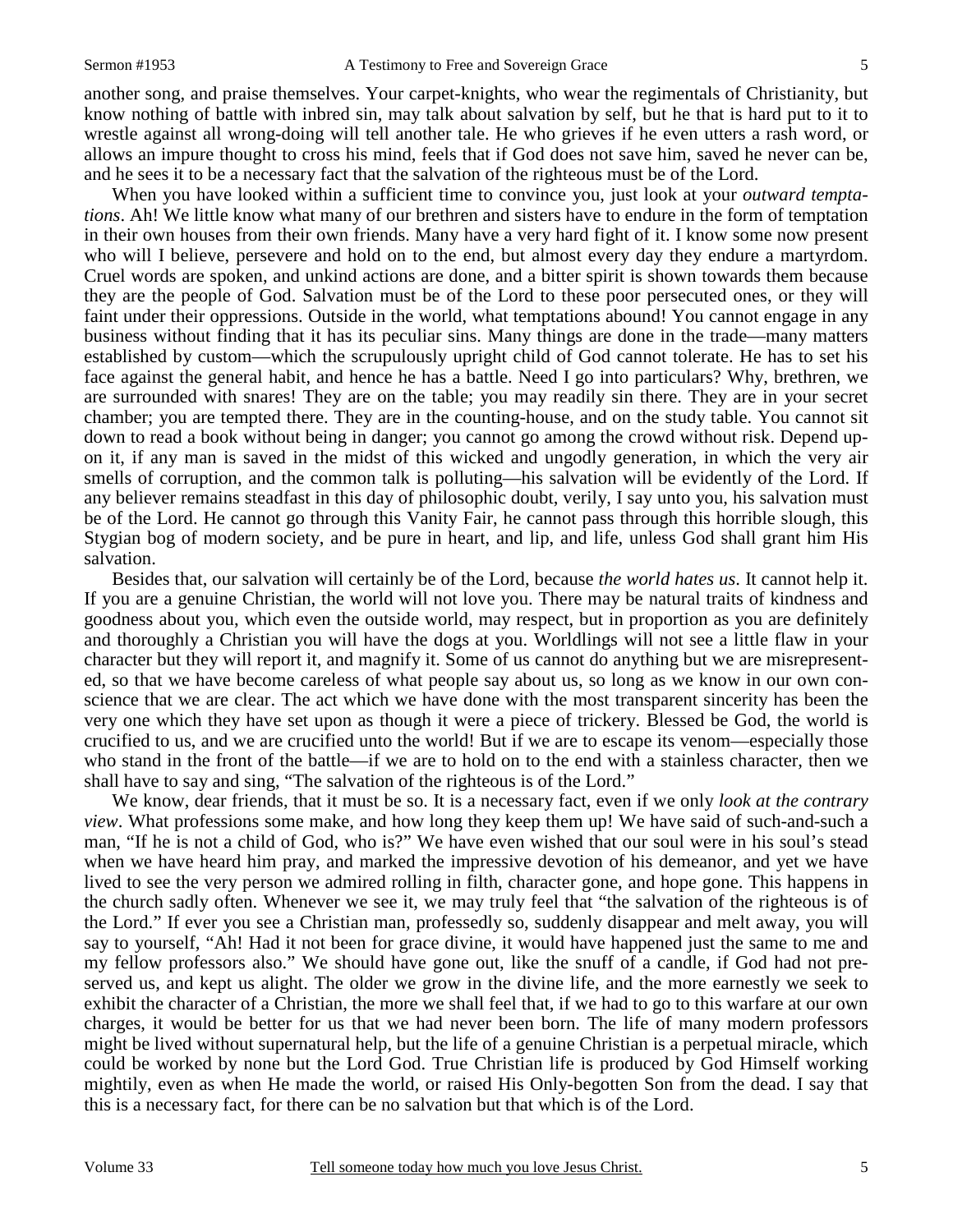another song, and praise themselves. Your carpet-knights, who wear the regimentals of Christianity, but know nothing of battle with inbred sin, may talk about salvation by self, but he that is hard put to it to wrestle against all wrong-doing will tell another tale. He who grieves if he even utters a rash word, or allows an impure thought to cross his mind, feels that if God does not save him, saved he never can be, and he sees it to be a necessary fact that the salvation of the righteous must be of the Lord.

When you have looked within a sufficient time to convince you, just look at your *outward temptations*. Ah! We little know what many of our brethren and sisters have to endure in the form of temptation in their own houses from their own friends. Many have a very hard fight of it. I know some now present who will I believe, persevere and hold on to the end, but almost every day they endure a martyrdom. Cruel words are spoken, and unkind actions are done, and a bitter spirit is shown towards them because they are the people of God. Salvation must be of the Lord to these poor persecuted ones, or they will faint under their oppressions. Outside in the world, what temptations abound! You cannot engage in any business without finding that it has its peculiar sins. Many things are done in the trade—many matters established by custom—which the scrupulously upright child of God cannot tolerate. He has to set his face against the general habit, and hence he has a battle. Need I go into particulars? Why, brethren, we are surrounded with snares! They are on the table; you may readily sin there. They are in your secret chamber; you are tempted there. They are in the counting-house, and on the study table. You cannot sit down to read a book without being in danger; you cannot go among the crowd without risk. Depend upon it, if any man is saved in the midst of this wicked and ungodly generation, in which the very air smells of corruption, and the common talk is polluting—his salvation will be evidently of the Lord. If any believer remains steadfast in this day of philosophic doubt, verily, I say unto you, his salvation must be of the Lord. He cannot go through this Vanity Fair, he cannot pass through this horrible slough, this Stygian bog of modern society, and be pure in heart, and lip, and life, unless God shall grant him His salvation.

Besides that, our salvation will certainly be of the Lord, because *the world hates us*. It cannot help it. If you are a genuine Christian, the world will not love you. There may be natural traits of kindness and goodness about you, which even the outside world, may respect, but in proportion as you are definitely and thoroughly a Christian you will have the dogs at you. Worldlings will not see a little flaw in your character but they will report it, and magnify it. Some of us cannot do anything but we are misrepresented, so that we have become careless of what people say about us, so long as we know in our own conscience that we are clear. The act which we have done with the most transparent sincerity has been the very one which they have set upon as though it were a piece of trickery. Blessed be God, the world is crucified to us, and we are crucified unto the world! But if we are to escape its venom—especially those who stand in the front of the battle—if we are to hold on to the end with a stainless character, then we shall have to say and sing, "The salvation of the righteous is of the Lord."

We know, dear friends, that it must be so. It is a necessary fact, even if we only *look at the contrary view*. What professions some make, and how long they keep them up! We have said of such-and-such a man, "If he is not a child of God, who is?" We have even wished that our soul were in his soul's stead when we have heard him pray, and marked the impressive devotion of his demeanor, and yet we have lived to see the very person we admired rolling in filth, character gone, and hope gone. This happens in the church sadly often. Whenever we see it, we may truly feel that "the salvation of the righteous is of the Lord." If ever you see a Christian man, professedly so, suddenly disappear and melt away, you will say to yourself, "Ah! Had it not been for grace divine, it would have happened just the same to me and my fellow professors also." We should have gone out, like the snuff of a candle, if God had not preserved us, and kept us alight. The older we grow in the divine life, and the more earnestly we seek to exhibit the character of a Christian, the more we shall feel that, if we had to go to this warfare at our own charges, it would be better for us that we had never been born. The life of many modern professors might be lived without supernatural help, but the life of a genuine Christian is a perpetual miracle, which could be worked by none but the Lord God. True Christian life is produced by God Himself working mightily, even as when He made the world, or raised His Only-begotten Son from the dead. I say that this is a necessary fact, for there can be no salvation but that which is of the Lord.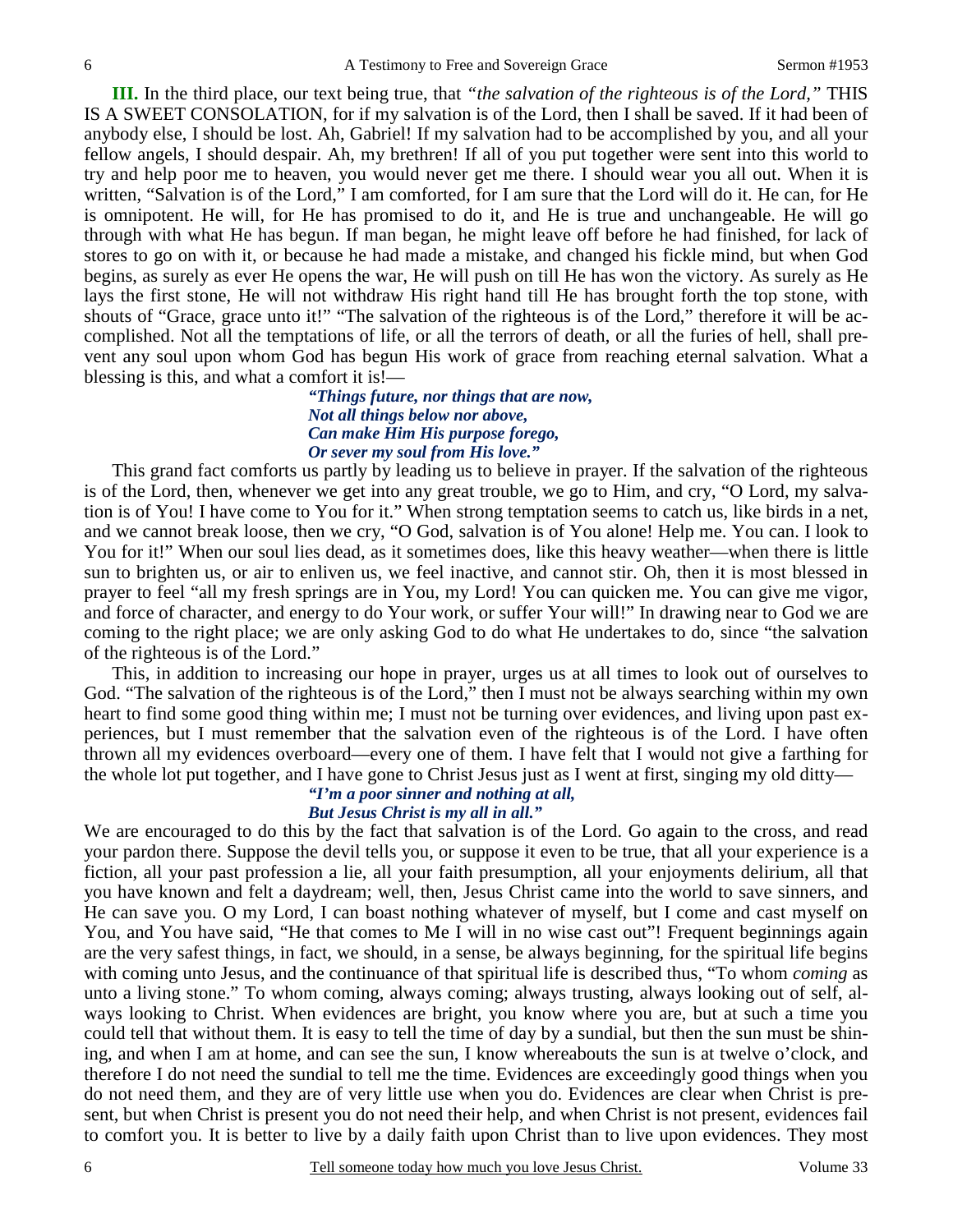**III.** In the third place, our text being true, that *"the salvation of the righteous is of the Lord,"* THIS IS A SWEET CONSOLATION, for if my salvation is of the Lord, then I shall be saved. If it had been of anybody else, I should be lost. Ah, Gabriel! If my salvation had to be accomplished by you, and all your fellow angels, I should despair. Ah, my brethren! If all of you put together were sent into this world to try and help poor me to heaven, you would never get me there. I should wear you all out. When it is written, "Salvation is of the Lord," I am comforted, for I am sure that the Lord will do it. He can, for He is omnipotent. He will, for He has promised to do it, and He is true and unchangeable. He will go through with what He has begun. If man began, he might leave off before he had finished, for lack of stores to go on with it, or because he had made a mistake, and changed his fickle mind, but when God begins, as surely as ever He opens the war, He will push on till He has won the victory. As surely as He lays the first stone, He will not withdraw His right hand till He has brought forth the top stone, with shouts of "Grace, grace unto it!" "The salvation of the righteous is of the Lord," therefore it will be accomplished. Not all the temptations of life, or all the terrors of death, or all the furies of hell, shall prevent any soul upon whom God has begun His work of grace from reaching eternal salvation. What a blessing is this, and what a comfort it is!—

> *"Things future, nor things that are now,*
> *Not all things below nor above,*
> *Can make Him His purpose forego,*
> *Or sever my soul from His love."*

This grand fact comforts us partly by leading us to believe in prayer. If the salvation of the righteous is of the Lord, then, whenever we get into any great trouble, we go to Him, and cry, "O Lord, my salvation is of You! I have come to You for it." When strong temptation seems to catch us, like birds in a net, and we cannot break loose, then we cry, "O God, salvation is of You alone! Help me. You can. I look to You for it!" When our soul lies dead, as it sometimes does, like this heavy weather—when there is little sun to brighten us, or air to enliven us, we feel inactive, and cannot stir. Oh, then it is most blessed in prayer to feel "all my fresh springs are in You, my Lord! You can quicken me. You can give me vigor, and force of character, and energy to do Your work, or suffer Your will!" In drawing near to God we are coming to the right place; we are only asking God to do what He undertakes to do, since "the salvation of the righteous is of the Lord."

This, in addition to increasing our hope in prayer, urges us at all times to look out of ourselves to God. "The salvation of the righteous is of the Lord," then I must not be always searching within my own heart to find some good thing within me; I must not be turning over evidences, and living upon past experiences, but I must remember that the salvation even of the righteous is of the Lord. I have often thrown all my evidences overboard—every one of them. I have felt that I would not give a farthing for the whole lot put together, and I have gone to Christ Jesus just as I went at first, singing my old ditty—

> *"I'm a poor sinner and nothing at all,*
> *But Jesus Christ is my all in all."*

We are encouraged to do this by the fact that salvation is of the Lord. Go again to the cross, and read your pardon there. Suppose the devil tells you, or suppose it even to be true, that all your experience is a fiction, all your past profession a lie, all your faith presumption, all your enjoyments delirium, all that you have known and felt a daydream; well, then, Jesus Christ came into the world to save sinners, and He can save you. O my Lord, I can boast nothing whatever of myself, but I come and cast myself on You, and You have said, "He that comes to Me I will in no wise cast out"! Frequent beginnings again are the very safest things, in fact, we should, in a sense, be always beginning, for the spiritual life begins with coming unto Jesus, and the continuance of that spiritual life is described thus, "To whom *coming* as unto a living stone." To whom coming, always coming; always trusting, always looking out of self, always looking to Christ. When evidences are bright, you know where you are, but at such a time you could tell that without them. It is easy to tell the time of day by a sundial, but then the sun must be shining, and when I am at home, and can see the sun, I know whereabouts the sun is at twelve o'clock, and therefore I do not need the sundial to tell me the time. Evidences are exceedingly good things when you do not need them, and they are of very little use when you do. Evidences are clear when Christ is present, but when Christ is present you do not need their help, and when Christ is not present, evidences fail to comfort you. It is better to live by a daily faith upon Christ than to live upon evidences. They most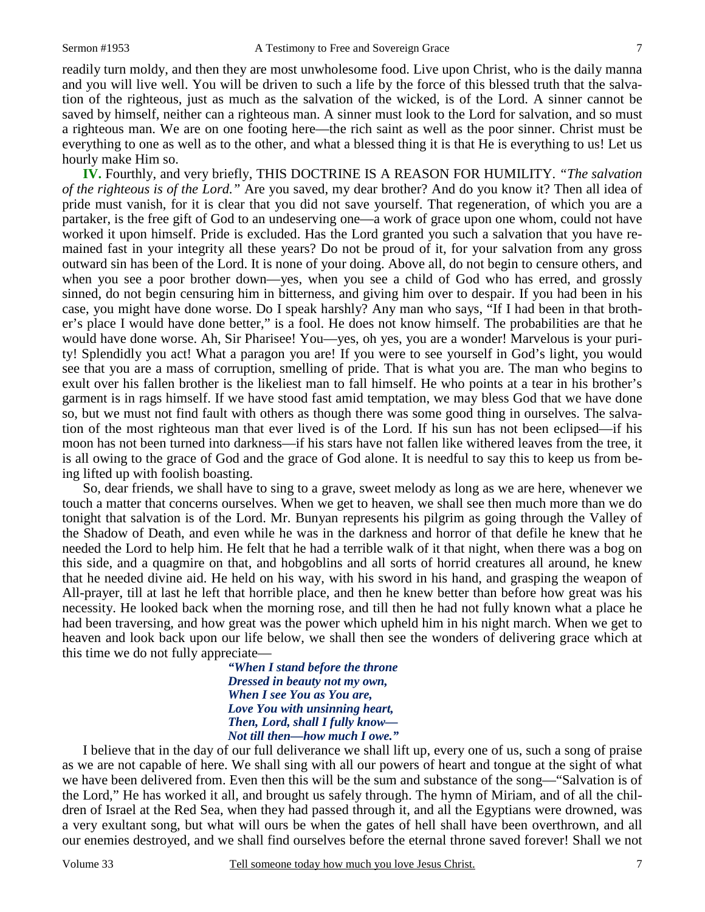readily turn moldy, and then they are most unwholesome food. Live upon Christ, who is the daily manna and you will live well. You will be driven to such a life by the force of this blessed truth that the salvation of the righteous, just as much as the salvation of the wicked, is of the Lord. A sinner cannot be saved by himself, neither can a righteous man. A sinner must look to the Lord for salvation, and so must a righteous man. We are on one footing here—the rich saint as well as the poor sinner. Christ must be everything to one as well as to the other, and what a blessed thing it is that He is everything to us! Let us hourly make Him so.

**IV.** Fourthly, and very briefly, THIS DOCTRINE IS A REASON FOR HUMILITY. *"The salvation of the righteous is of the Lord."* Are you saved, my dear brother? And do you know it? Then all idea of pride must vanish, for it is clear that you did not save yourself. That regeneration, of which you are a partaker, is the free gift of God to an undeserving one—a work of grace upon one whom, could not have worked it upon himself. Pride is excluded. Has the Lord granted you such a salvation that you have remained fast in your integrity all these years? Do not be proud of it, for your salvation from any gross outward sin has been of the Lord. It is none of your doing. Above all, do not begin to censure others, and when you see a poor brother down—yes, when you see a child of God who has erred, and grossly sinned, do not begin censuring him in bitterness, and giving him over to despair. If you had been in his case, you might have done worse. Do I speak harshly? Any man who says, "If I had been in that brother's place I would have done better," is a fool. He does not know himself. The probabilities are that he would have done worse. Ah, Sir Pharisee! You—yes, oh yes, you are a wonder! Marvelous is your purity! Splendidly you act! What a paragon you are! If you were to see yourself in God's light, you would see that you are a mass of corruption, smelling of pride. That is what you are. The man who begins to exult over his fallen brother is the likeliest man to fall himself. He who points at a tear in his brother's garment is in rags himself. If we have stood fast amid temptation, we may bless God that we have done so, but we must not find fault with others as though there was some good thing in ourselves. The salvation of the most righteous man that ever lived is of the Lord. If his sun has not been eclipsed—if his moon has not been turned into darkness—if his stars have not fallen like withered leaves from the tree, it is all owing to the grace of God and the grace of God alone. It is needful to say this to keep us from being lifted up with foolish boasting.

So, dear friends, we shall have to sing to a grave, sweet melody as long as we are here, whenever we touch a matter that concerns ourselves. When we get to heaven, we shall see then much more than we do tonight that salvation is of the Lord. Mr. Bunyan represents his pilgrim as going through the Valley of the Shadow of Death, and even while he was in the darkness and horror of that defile he knew that he needed the Lord to help him. He felt that he had a terrible walk of it that night, when there was a bog on this side, and a quagmire on that, and hobgoblins and all sorts of horrid creatures all around, he knew that he needed divine aid. He held on his way, with his sword in his hand, and grasping the weapon of All-prayer, till at last he left that horrible place, and then he knew better than before how great was his necessity. He looked back when the morning rose, and till then he had not fully known what a place he had been traversing, and how great was the power which upheld him in his night march. When we get to heaven and look back upon our life below, we shall then see the wonders of delivering grace which at this time we do not fully appreciate—

> ***"When I stand before the throne***
> ***Dressed in beauty not my own,***
> ***When I see You as You are,***
> ***Love You with unsinning heart,***
> ***Then, Lord, shall I fully know—***
> ***Not till then—how much I owe."***

I believe that in the day of our full deliverance we shall lift up, every one of us, such a song of praise as we are not capable of here. We shall sing with all our powers of heart and tongue at the sight of what we have been delivered from. Even then this will be the sum and substance of the song—"Salvation is of the Lord," He has worked it all, and brought us safely through. The hymn of Miriam, and of all the children of Israel at the Red Sea, when they had passed through it, and all the Egyptians were drowned, was a very exultant song, but what will ours be when the gates of hell shall have been overthrown, and all our enemies destroyed, and we shall find ourselves before the eternal throne saved forever! Shall we not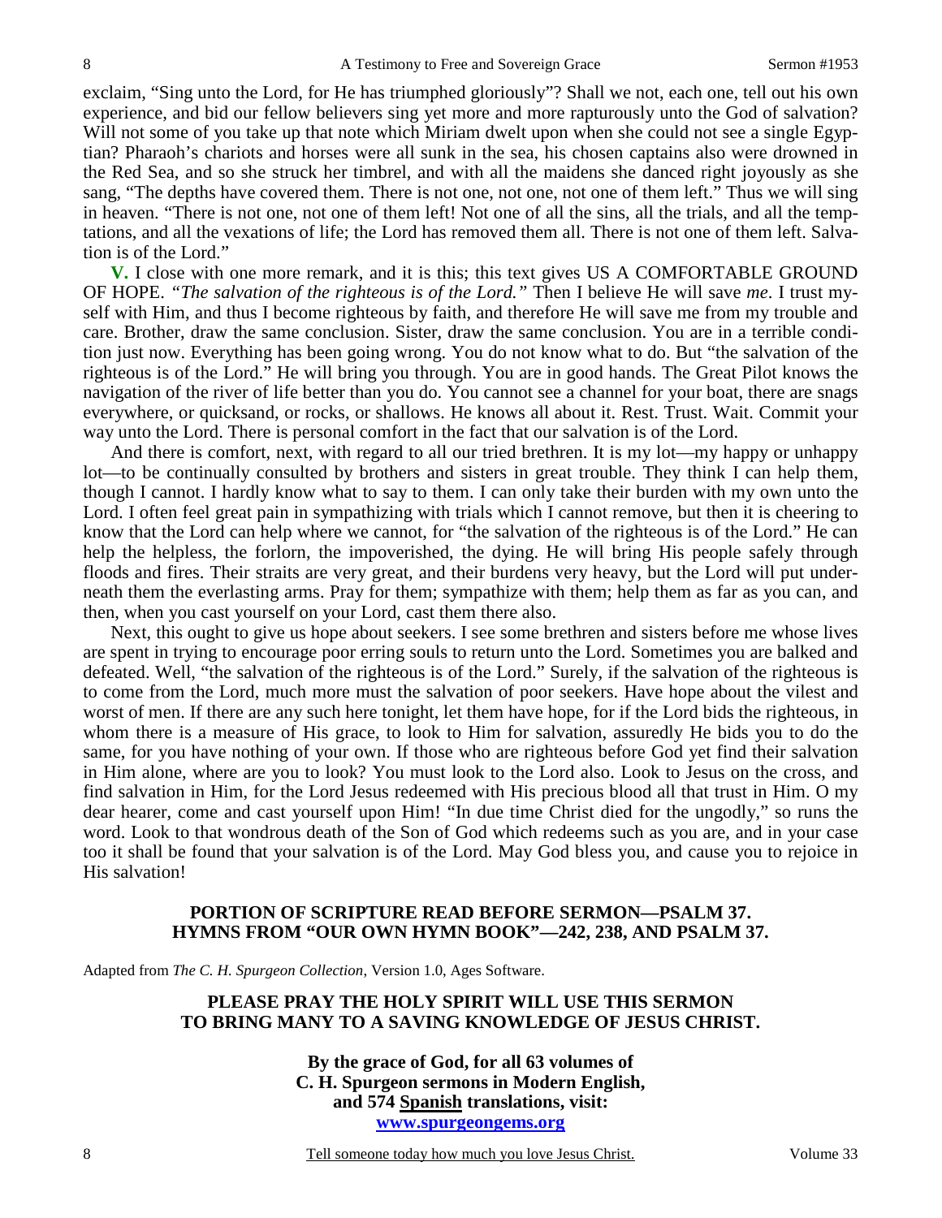exclaim, "Sing unto the Lord, for He has triumphed gloriously"? Shall we not, each one, tell out his own experience, and bid our fellow believers sing yet more and more rapturously unto the God of salvation? Will not some of you take up that note which Miriam dwelt upon when she could not see a single Egyptian? Pharaoh's chariots and horses were all sunk in the sea, his chosen captains also were drowned in the Red Sea, and so she struck her timbrel, and with all the maidens she danced right joyously as she sang, "The depths have covered them. There is not one, not one, not one of them left." Thus we will sing in heaven. "There is not one, not one of them left! Not one of all the sins, all the trials, and all the temptations, and all the vexations of life; the Lord has removed them all. There is not one of them left. Salvation is of the Lord."

**V.** I close with one more remark, and it is this; this text gives US A COMFORTABLE GROUND OF HOPE. *"The salvation of the righteous is of the Lord."* Then I believe He will save *me*. I trust myself with Him, and thus I become righteous by faith, and therefore He will save me from my trouble and care. Brother, draw the same conclusion. Sister, draw the same conclusion. You are in a terrible condition just now. Everything has been going wrong. You do not know what to do. But "the salvation of the righteous is of the Lord." He will bring you through. You are in good hands. The Great Pilot knows the navigation of the river of life better than you do. You cannot see a channel for your boat, there are snags everywhere, or quicksand, or rocks, or shallows. He knows all about it. Rest. Trust. Wait. Commit your way unto the Lord. There is personal comfort in the fact that our salvation is of the Lord.

And there is comfort, next, with regard to all our tried brethren. It is my lot—my happy or unhappy lot—to be continually consulted by brothers and sisters in great trouble. They think I can help them, though I cannot. I hardly know what to say to them. I can only take their burden with my own unto the Lord. I often feel great pain in sympathizing with trials which I cannot remove, but then it is cheering to know that the Lord can help where we cannot, for "the salvation of the righteous is of the Lord." He can help the helpless, the forlorn, the impoverished, the dying. He will bring His people safely through floods and fires. Their straits are very great, and their burdens very heavy, but the Lord will put underneath them the everlasting arms. Pray for them; sympathize with them; help them as far as you can, and then, when you cast yourself on your Lord, cast them there also.

Next, this ought to give us hope about seekers. I see some brethren and sisters before me whose lives are spent in trying to encourage poor erring souls to return unto the Lord. Sometimes you are balked and defeated. Well, "the salvation of the righteous is of the Lord." Surely, if the salvation of the righteous is to come from the Lord, much more must the salvation of poor seekers. Have hope about the vilest and worst of men. If there are any such here tonight, let them have hope, for if the Lord bids the righteous, in whom there is a measure of His grace, to look to Him for salvation, assuredly He bids you to do the same, for you have nothing of your own. If those who are righteous before God yet find their salvation in Him alone, where are you to look? You must look to the Lord also. Look to Jesus on the cross, and find salvation in Him, for the Lord Jesus redeemed with His precious blood all that trust in Him. O my dear hearer, come and cast yourself upon Him! "In due time Christ died for the ungodly," so runs the word. Look to that wondrous death of the Son of God which redeems such as you are, and in your case too it shall be found that your salvation is of the Lord. May God bless you, and cause you to rejoice in His salvation!

**PORTION OF SCRIPTURE READ BEFORE SERMON—PSALM 37.**
**HYMNS FROM "OUR OWN HYMN BOOK"—242, 238, AND PSALM 37.**

Adapted from *The C. H. Spurgeon Collection*, Version 1.0, Ages Software.

**PLEASE PRAY THE HOLY SPIRIT WILL USE THIS SERMON TO BRING MANY TO A SAVING KNOWLEDGE OF JESUS CHRIST.**

**By the grace of God, for all 63 volumes of C. H. Spurgeon sermons in Modern English, and 574 Spanish translations, visit: www.spurgeongems.org**

Tell someone today how much you love Jesus Christ.